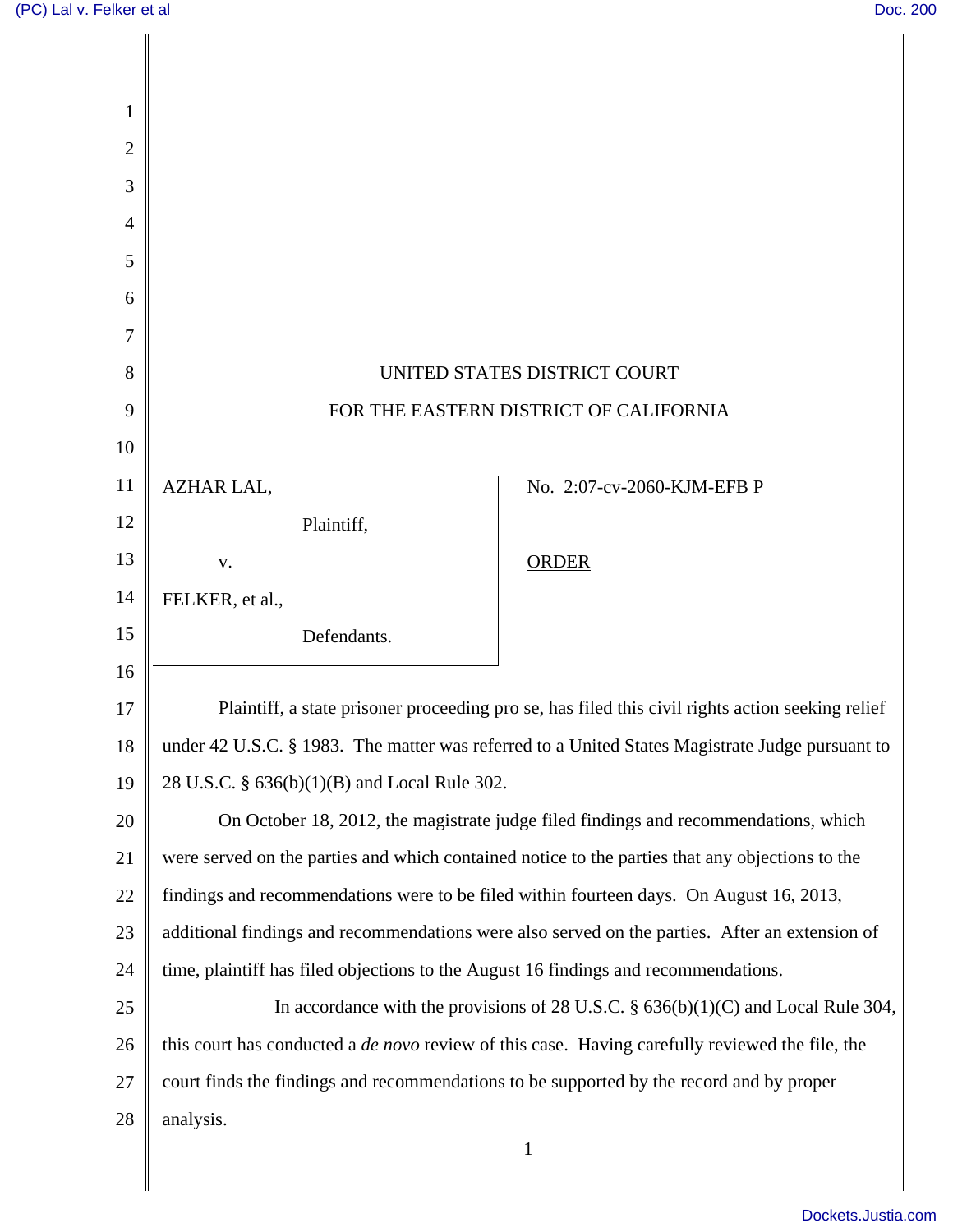UNITED STATES DISTRICT COURT

FOR THE EASTERN DISTRICT OF CALIFORNIA

| | |
|---|---|
| AZHAR LAL,<br>Plaintiff,<br>v.<br>FELKER, et al.,<br>Defendants. | No. 2:07-cv-2060-KJM-EFB P<br><br><u>ORDER</u> |

Plaintiff, a state prisoner proceeding pro se, has filed this civil rights action seeking relief under 42 U.S.C. § 1983. The matter was referred to a United States Magistrate Judge pursuant to 28 U.S.C. § 636(b)(1)(B) and Local Rule 302.

On October 18, 2012, the magistrate judge filed findings and recommendations, which were served on the parties and which contained notice to the parties that any objections to the findings and recommendations were to be filed within fourteen days. On August 16, 2013, additional findings and recommendations were also served on the parties. After an extension of time, plaintiff has filed objections to the August 16 findings and recommendations.

In accordance with the provisions of 28 U.S.C. § 636(b)(1)(C) and Local Rule 304, this court has conducted a *de novo* review of this case. Having carefully reviewed the file, the court finds the findings and recommendations to be supported by the record and by proper analysis.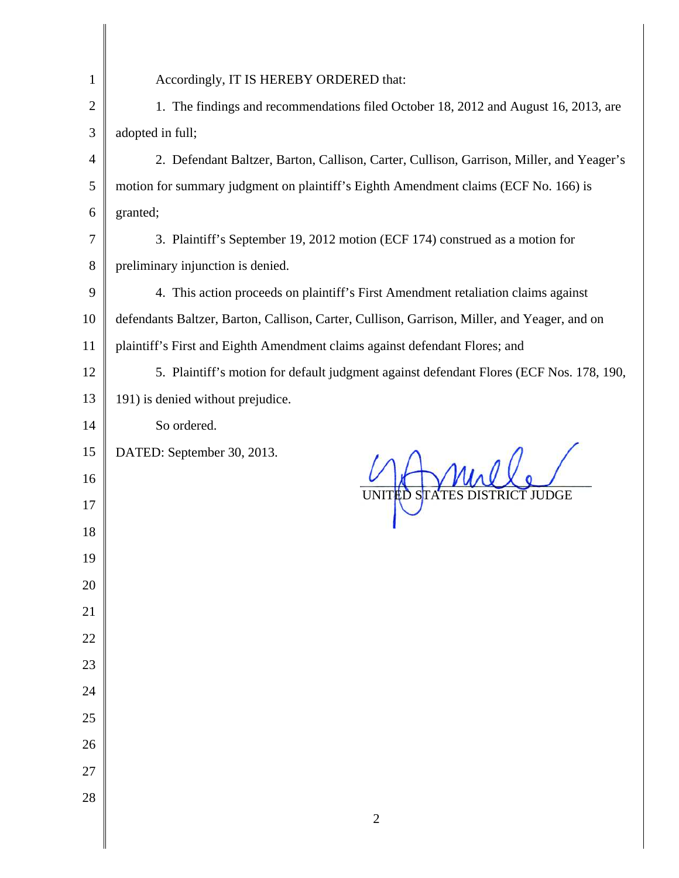Accordingly, IT IS HEREBY ORDERED that:

1. The findings and recommendations filed October 18, 2012 and August 16, 2013, are adopted in full;

2. Defendant Baltzer, Barton, Callison, Carter, Cullison, Garrison, Miller, and Yeager's motion for summary judgment on plaintiff's Eighth Amendment claims (ECF No. 166) is granted;

3. Plaintiff's September 19, 2012 motion (ECF 174) construed as a motion for preliminary injunction is denied.

4. This action proceeds on plaintiff's First Amendment retaliation claims against defendants Baltzer, Barton, Callison, Carter, Cullison, Garrison, Miller, and Yeager, and on plaintiff's First and Eighth Amendment claims against defendant Flores; and

5. Plaintiff's motion for default judgment against defendant Flores (ECF Nos. 178, 190, 191) is denied without prejudice.

So ordered.

DATED: September 30, 2013.

UNITED STATES DISTRICT JUDGE